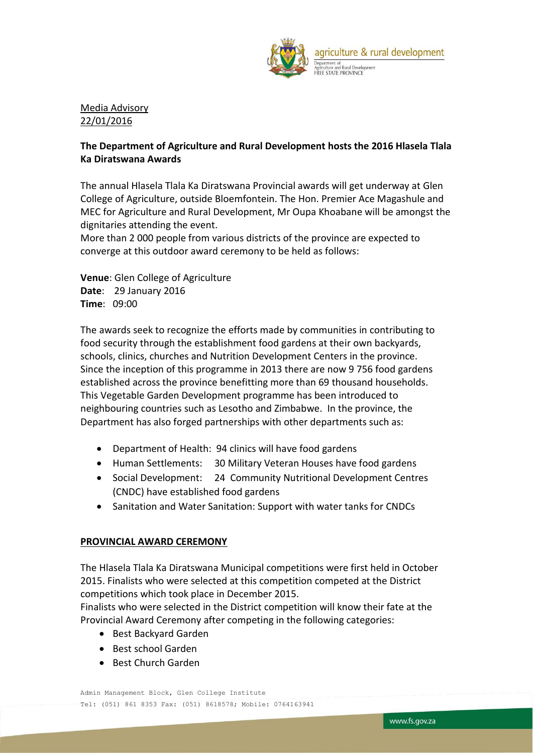Media Advisory
22/01/2016

**The Department of Agriculture and Rural Development hosts the 2016 Hlasela Tlala Ka Diratswana Awards**

The annual Hlasela Tlala Ka Diratswana Provincial awards will get underway at Glen College of Agriculture, outside Bloemfontein. The Hon. Premier Ace Magashule and MEC for Agriculture and Rural Development, Mr Oupa Khoabane will be amongst the dignitaries attending the event.
More than 2 000 people from various districts of the province are expected to converge at this outdoor award ceremony to be held as follows:

**Venue**: Glen College of Agriculture
**Date**: 29 January 2016
**Time**: 09:00

The awards seek to recognize the efforts made by communities in contributing to food security through the establishment food gardens at their own backyards, schools, clinics, churches and Nutrition Development Centers in the province. Since the inception of this programme in 2013 there are now 9 756 food gardens established across the province benefitting more than 69 thousand households. This Vegetable Garden Development programme has been introduced to neighbouring countries such as Lesotho and Zimbabwe. In the province, the Department has also forged partnerships with other departments such as:

- Department of Health: 94 clinics will have food gardens
- Human Settlements: 30 Military Veteran Houses have food gardens
- Social Development: 24 Community Nutritional Development Centres (CNDC) have established food gardens
- Sanitation and Water Sanitation: Support with water tanks for CNDCs

**PROVINCIAL AWARD CEREMONY**

The Hlasela Tlala Ka Diratswana Municipal competitions were first held in October 2015. Finalists who were selected at this competition competed at the District competitions which took place in December 2015.
Finalists who were selected in the District competition will know their fate at the Provincial Award Ceremony after competing in the following categories:

- Best Backyard Garden
- Best school Garden
- Best Church Garden

Admin Management Block, Glen College Institute
Tel: (051) 861 8353 Fax: (051) 8618578; Mobile: 0764163941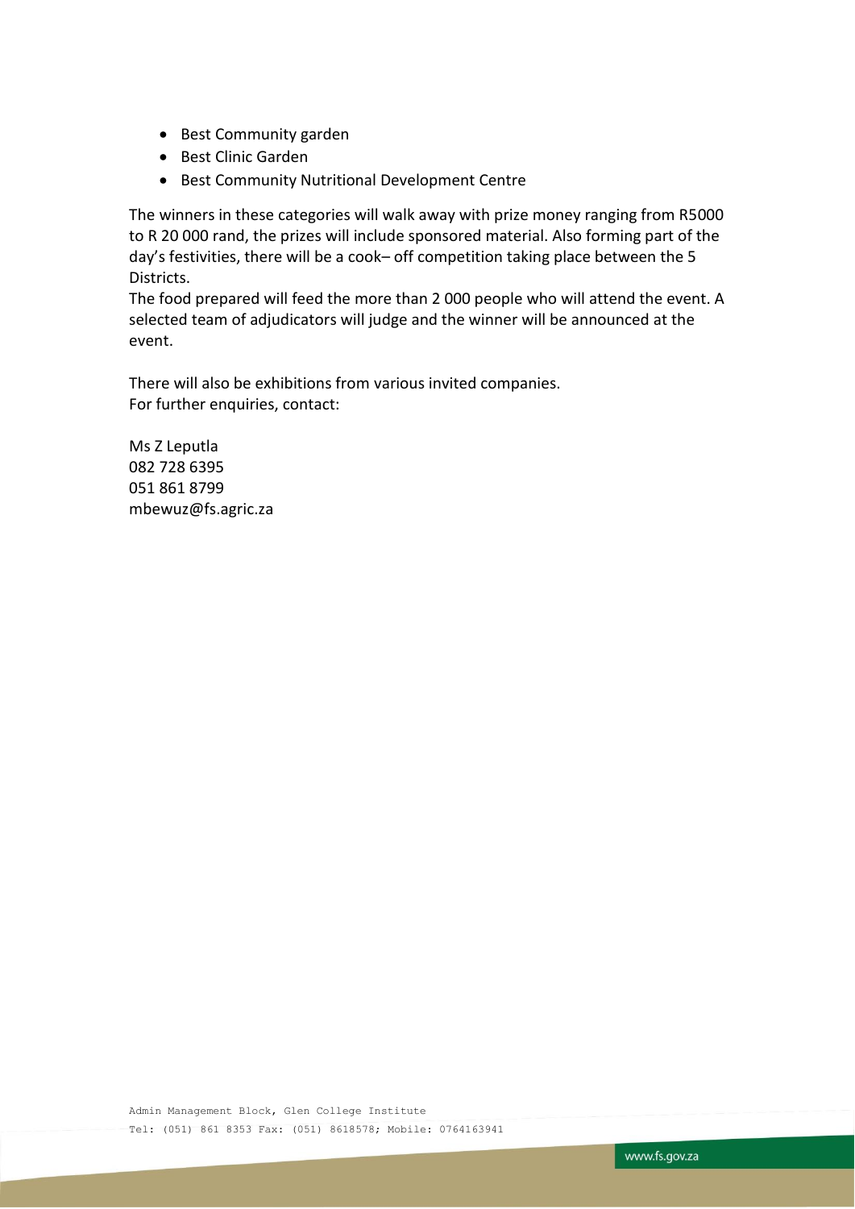- Best Community garden
- Best Clinic Garden
- Best Community Nutritional Development Centre

The winners in these categories will walk away with prize money ranging from R5000 to R 20 000 rand, the prizes will include sponsored material. Also forming part of the day's festivities, there will be a cook– off competition taking place between the 5 Districts.
The food prepared will feed the more than 2 000 people who will attend the event. A selected team of adjudicators will judge and the winner will be announced at the event.

There will also be exhibitions from various invited companies.
For further enquiries, contact:

Ms Z Leputla
082 728 6395
051 861 8799
mbewuz@fs.agric.za